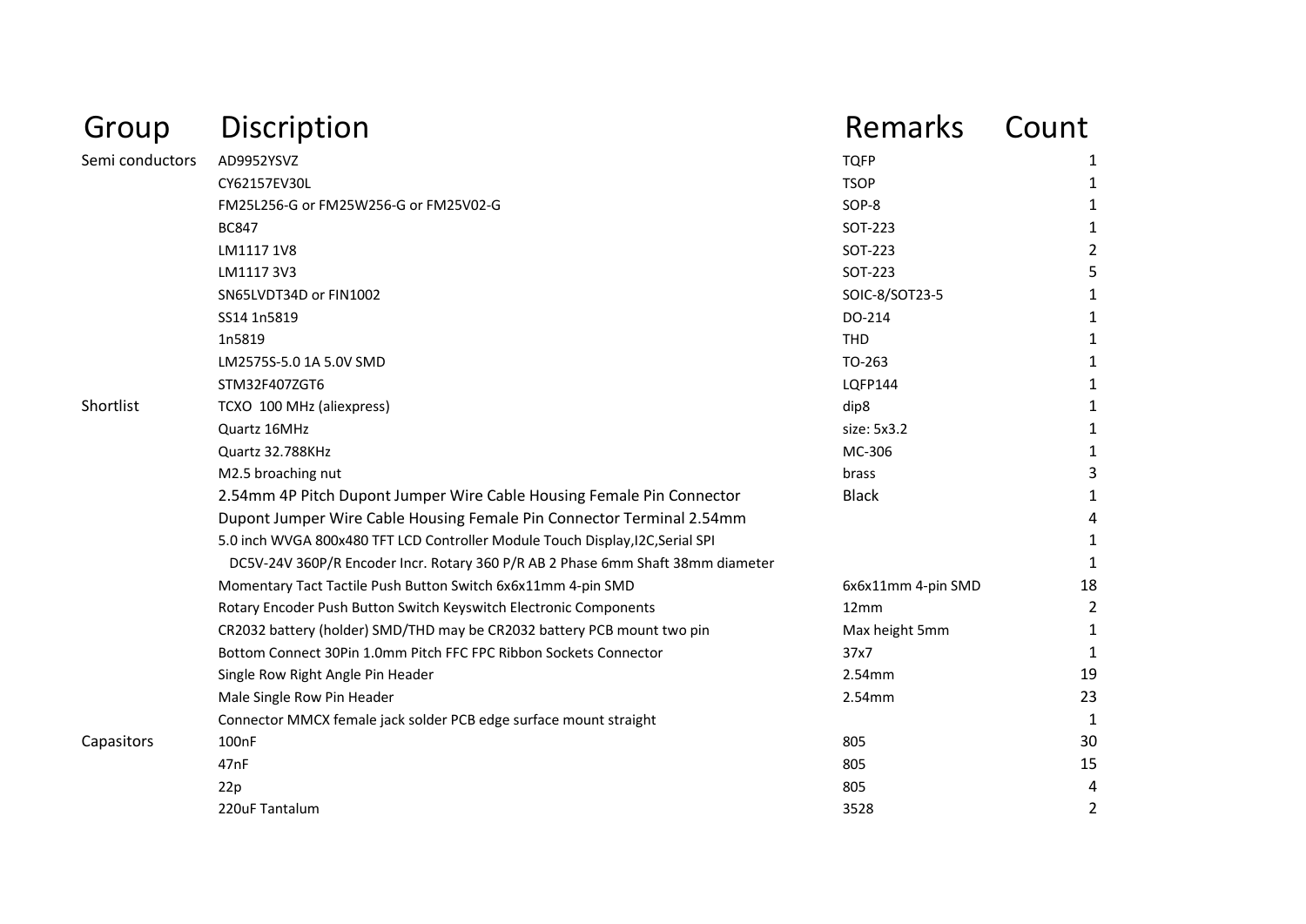| Group | Discription | Remarks | Count |
| --- | --- | --- | --- |
| Semi conductors | AD9952YSVZ | TQFP | 1 |
| | CY62157EV30L | TSOP | 1 |
| | FM25L256-G or FM25W256-G or FM25V02-G | SOP-8 | 1 |
| | BC847 | SOT-223 | 1 |
| | LM1117 1V8 | SOT-223 | 2 |
| | LM1117 3V3 | SOT-223 | 5 |
| | SN65LVDT34D or FIN1002 | SOIC-8/SOT23-5 | 1 |
| | SS14 1n5819 | DO-214 | 1 |
| | 1n5819 | THD | 1 |
| | LM2575S-5.0 1A 5.0V SMD | TO-263 | 1 |
| | STM32F407ZGT6 | LQFP144 | 1 |
| Shortlist | TCXO 100 MHz (aliexpress) | dip8 | 1 |
| | Quartz 16MHz | size: 5x3.2 | 1 |
| | Quartz 32.788KHz | MC-306 | 1 |
| | M2.5 broaching nut | brass | 3 |
| | 2.54mm 4P Pitch Dupont Jumper Wire Cable Housing Female Pin Connector | Black | 1 |
| | Dupont Jumper Wire Cable Housing Female Pin Connector Terminal 2.54mm | | 4 |
| | 5.0 inch WVGA 800x480 TFT LCD Controller Module Touch Display,I2C,Serial SPI | | 1 |
| | DC5V-24V 360P/R Encoder Incr. Rotary 360 P/R AB 2 Phase 6mm Shaft 38mm diameter | | 1 |
| | Momentary Tact Tactile Push Button Switch 6x6x11mm 4-pin SMD | 6x6x11mm 4-pin SMD | 18 |
| | Rotary Encoder Push Button Switch Keyswitch Electronic Components | 12mm | 2 |
| | CR2032 battery (holder) SMD/THD may be CR2032 battery PCB mount two pin | Max height 5mm | 1 |
| | Bottom Connect 30Pin 1.0mm Pitch FFC FPC Ribbon Sockets Connector | 37x7 | 1 |
| | Single Row Right Angle Pin Header | 2.54mm | 19 |
| | Male Single Row Pin Header | 2.54mm | 23 |
| | Connector MMCX female jack solder PCB edge surface mount straight | | 1 |
| Capasitors | 100nF | 805 | 30 |
| | 47nF | 805 | 15 |
| | 22p | 805 | 4 |
| | 220uF Tantalum | 3528 | 2 |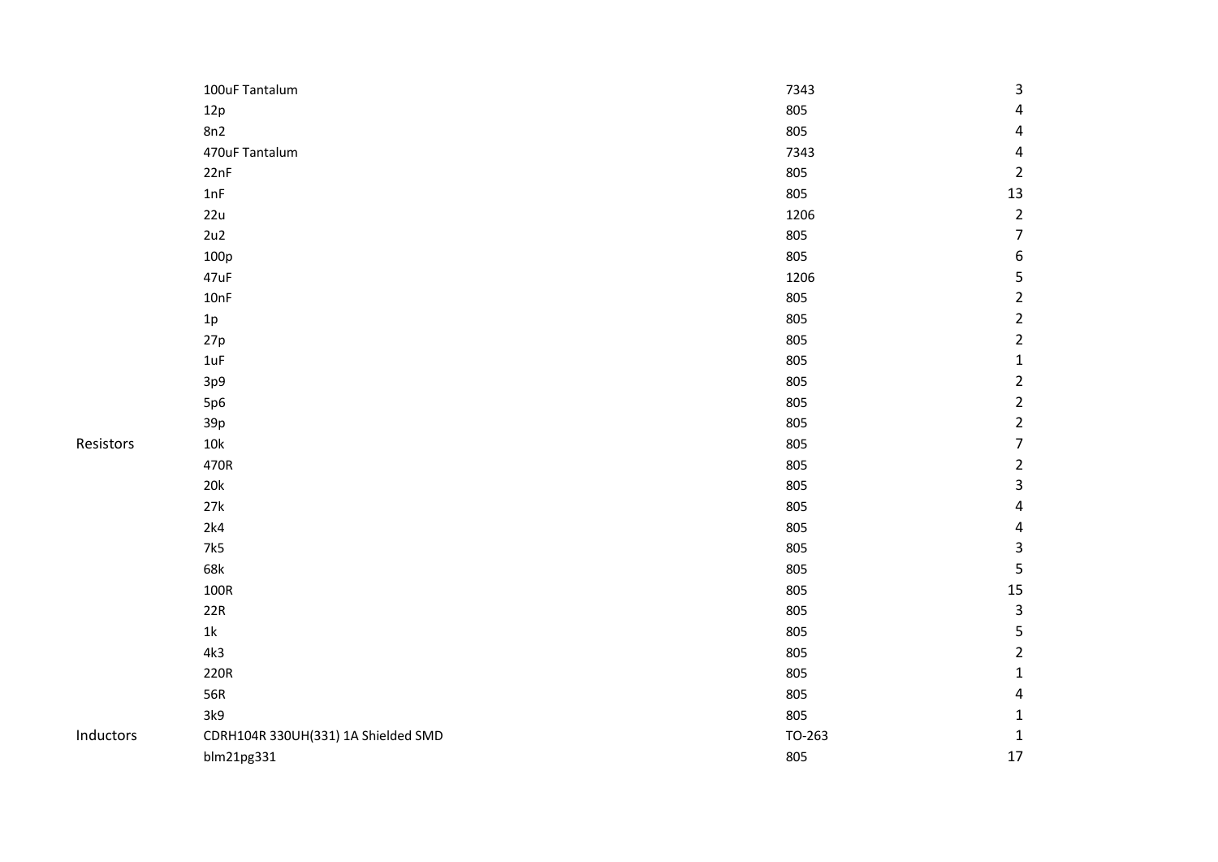| | | | |
|---|---|---|---|
| | 100uF Tantalum | 7343 | 3 |
| | 12p | 805 | 4 |
| | 8n2 | 805 | 4 |
| | 470uF Tantalum | 7343 | 4 |
| | 22nF | 805 | 2 |
| | 1nF | 805 | 13 |
| | 22u | 1206 | 2 |
| | 2u2 | 805 | 7 |
| | 100p | 805 | 6 |
| | 47uF | 1206 | 5 |
| | 10nF | 805 | 2 |
| | 1p | 805 | 2 |
| | 27p | 805 | 2 |
| | 1uF | 805 | 1 |
| | 3p9 | 805 | 2 |
| | 5p6 | 805 | 2 |
| | 39p | 805 | 2 |
| Resistors | 10k | 805 | 7 |
| | 470R | 805 | 2 |
| | 20k | 805 | 3 |
| | 27k | 805 | 4 |
| | 2k4 | 805 | 4 |
| | 7k5 | 805 | 3 |
| | 68k | 805 | 5 |
| | 100R | 805 | 15 |
| | 22R | 805 | 3 |
| | 1k | 805 | 5 |
| | 4k3 | 805 | 2 |
| | 220R | 805 | 1 |
| | 56R | 805 | 4 |
| | 3k9 | 805 | 1 |
| Inductors | CDRH104R 330UH(331) 1A Shielded SMD | TO-263 | 1 |
| | blm21pg331 | 805 | 17 |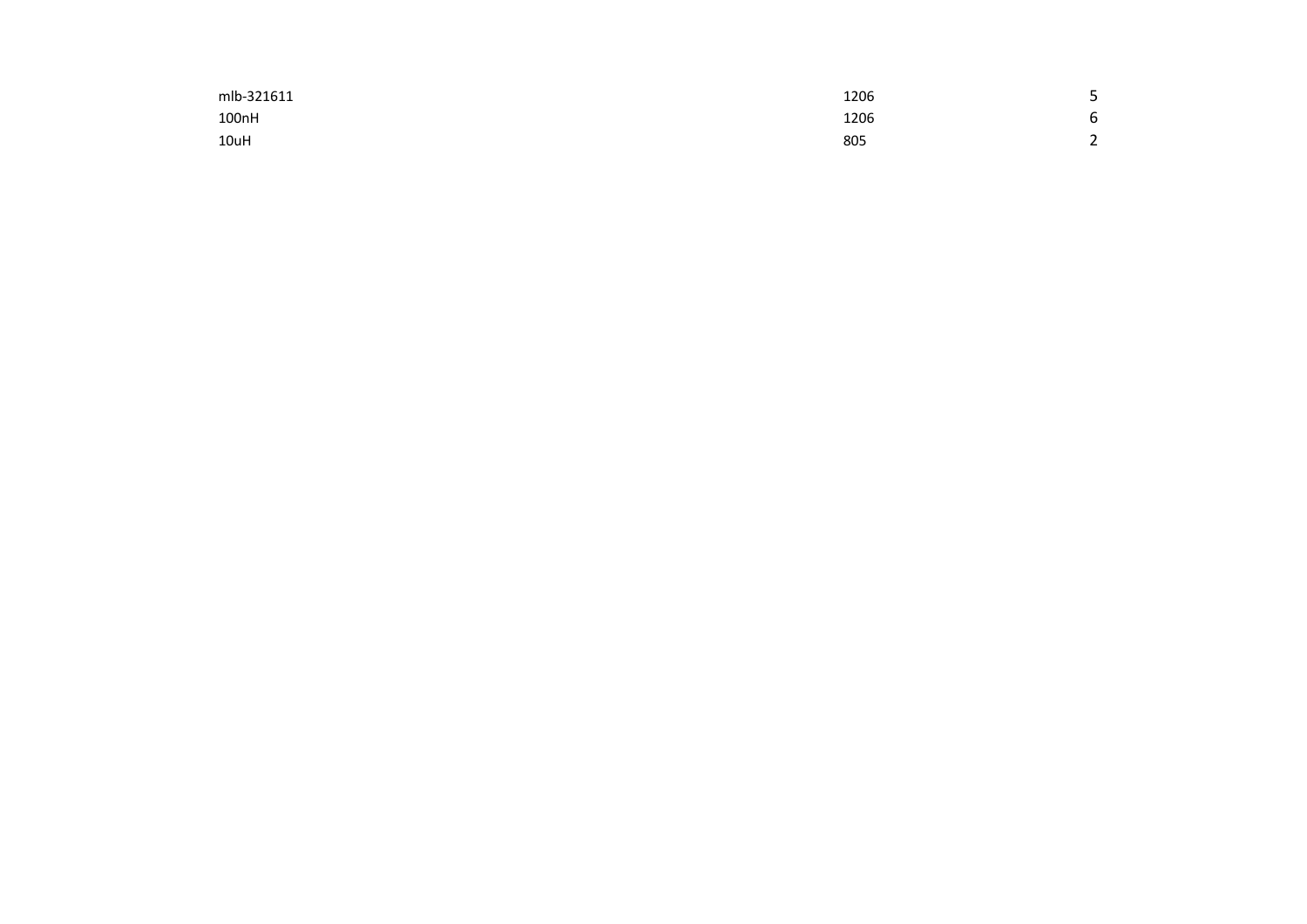| | | |
|---|---|---|
| mlb-321611 | 1206 | 5 |
| 100nH | 1206 | 6 |
| 10uH | 805 | 2 |